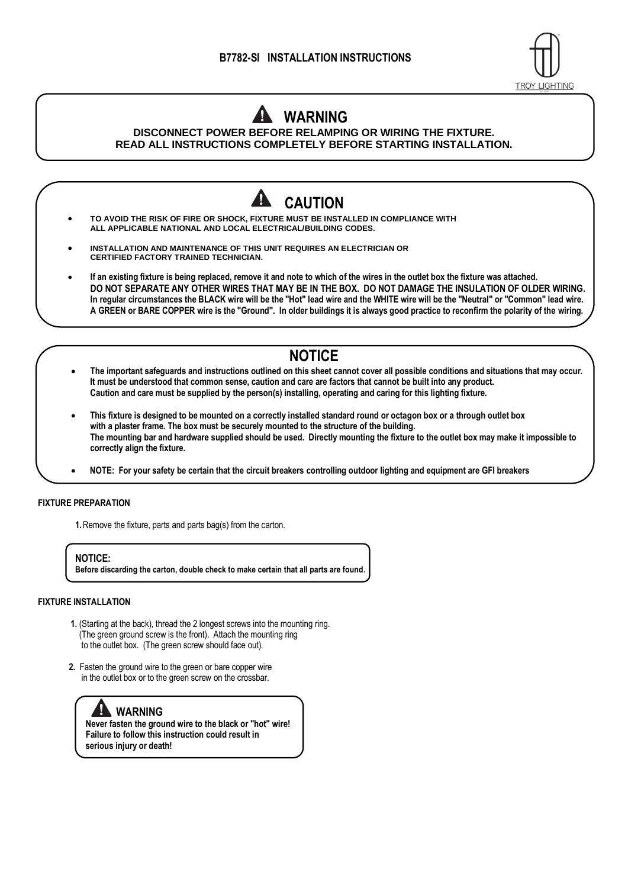# B7782-SI INSTALLATION INSTRUCTIONS

TROY LIGHTING

## WARNING

**DISCONNECT POWER BEFORE RELAMPING OR WIRING THE FIXTURE.**
**READ ALL INSTRUCTIONS COMPLETELY BEFORE STARTING INSTALLATION.**

## CAUTION

- **TO AVOID THE RISK OF FIRE OR SHOCK, FIXTURE MUST BE INSTALLED IN COMPLIANCE WITH ALL APPLICABLE NATIONAL AND LOCAL ELECTRICAL/BUILDING CODES.**
- **INSTALLATION AND MAINTENANCE OF THIS UNIT REQUIRES AN ELECTRICIAN OR CERTIFIED FACTORY TRAINED TECHNICIAN.**
- **If an existing fixture is being replaced, remove it and note to which of the wires in the outlet box the fixture was attached. DO NOT SEPARATE ANY OTHER WIRES THAT MAY BE IN THE BOX. DO NOT DAMAGE THE INSULATION OF OLDER WIRING. In regular circumstances the BLACK wire will be the "Hot" lead wire and the WHITE wire will be the "Neutral" or "Common" lead wire. A GREEN or BARE COPPER wire is the "Ground". In older buildings it is always good practice to reconfirm the polarity of the wiring.**

## NOTICE

- **The important safeguards and instructions outlined on this sheet cannot cover all possible conditions and situations that may occur. It must be understood that common sense, caution and care are factors that cannot be built into any product. Caution and care must be supplied by the person(s) installing, operating and caring for this lighting fixture.**
- **This fixture is designed to be mounted on a correctly installed standard round or octagon box or a through outlet box with a plaster frame. The box must be securely mounted to the structure of the building. The mounting bar and hardware supplied should be used. Directly mounting the fixture to the outlet box may make it impossible to correctly align the fixture.**
- **NOTE: For your safety be certain that the circuit breakers controlling outdoor lighting and equipment are GFI breakers**

### FIXTURE PREPARATION

**1.** Remove the fixture, parts and parts bag(s) from the carton.

> **NOTICE:**
> **Before discarding the carton, double check to make certain that all parts are found.**

### FIXTURE INSTALLATION

**1.** (Starting at the back), thread the 2 longest screws into the mounting ring. (The green ground screw is the front). Attach the mounting ring to the outlet box. (The green screw should face out).

**2.** Fasten the ground wire to the green or bare copper wire in the outlet box or to the green screw on the crossbar.

> **WARNING**
> **Never fasten the ground wire to the black or "hot" wire! Failure to follow this instruction could result in serious injury or death!**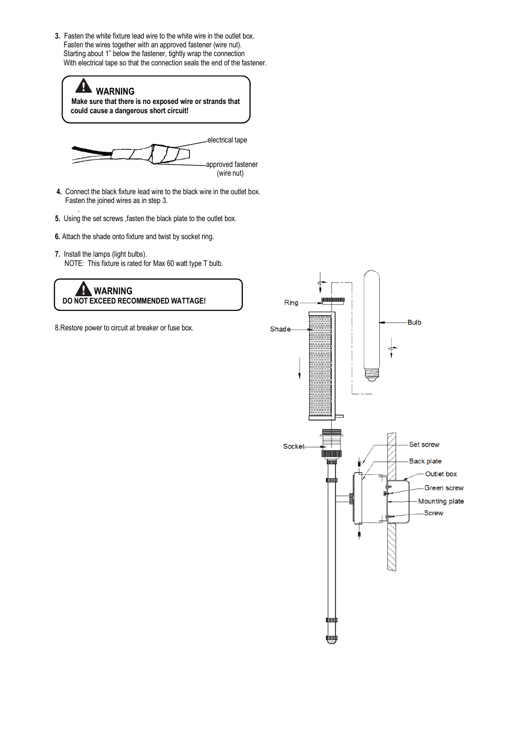3. Fasten the white fixture lead wire to the white wire in the outlet box. Fasten the wires together with an approved fastener (wire nut). Starting about 1" below the fastener, tightly wrap the connection With electrical tape so that the connection seals the end of the fastener.

**WARNING**
**Make sure that there is no exposed wire or strands that could cause a dangerous short circuit!**

electrical tape

approved fastener (wire nut)

4. Connect the black fixture lead wire to the black wire in the outlet box. Fasten the joined wires as in step 3.

5. Using the set screws ,fasten the black plate to the outlet box.

6. Attach the shade onto fixture and twist by socket ring.

7. Install the lamps (light bulbs).
   NOTE: This fixture is rated for Max 60 watt type T bulb.

**WARNING**
**DO NOT EXCEED RECOMMENDED WATTAGE!**

8.Restore power to circuit at breaker or fuse box.

Ring
Shade
Bulb
Socket
Set screw
Back plate
Outlet box
Green screw
Mounting plate
Screw